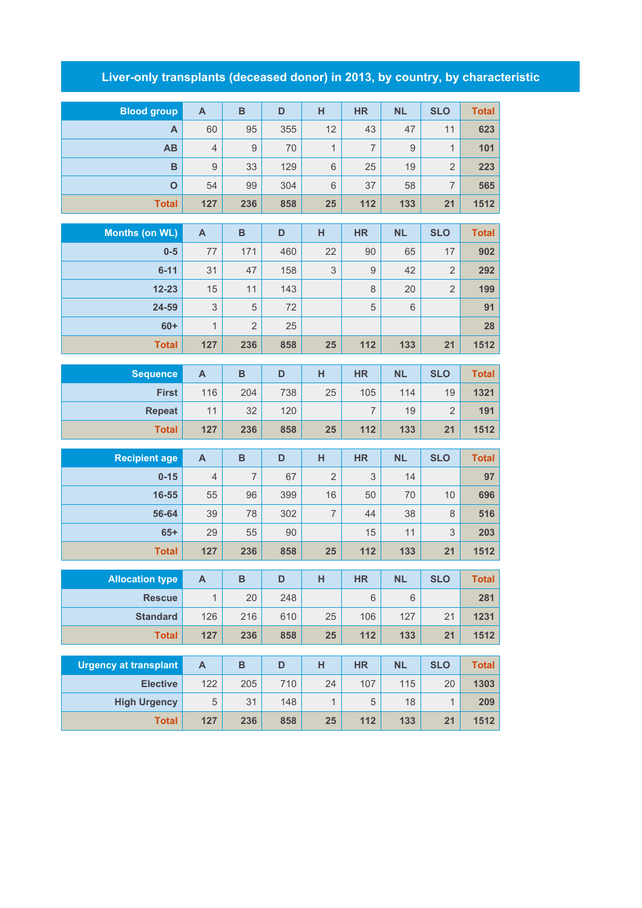# Liver-only transplants (deceased donor) in 2013, by country, by characteristic

| Blood group | A | B | D | H | HR | NL | SLO | Total |
|---|---|---|---|---|---|---|---|---|
| A | 60 | 95 | 355 | 12 | 43 | 47 | 11 | 623 |
| AB | 4 | 9 | 70 | 1 | 7 | 9 | 1 | 101 |
| B | 9 | 33 | 129 | 6 | 25 | 19 | 2 | 223 |
| O | 54 | 99 | 304 | 6 | 37 | 58 | 7 | 565 |
| Total | 127 | 236 | 858 | 25 | 112 | 133 | 21 | 1512 |

| Months (on WL) | A | B | D | H | HR | NL | SLO | Total |
|---|---|---|---|---|---|---|---|---|
| 0-5 | 77 | 171 | 460 | 22 | 90 | 65 | 17 | 902 |
| 6-11 | 31 | 47 | 158 | 3 | 9 | 42 | 2 | 292 |
| 12-23 | 15 | 11 | 143 | | 8 | 20 | 2 | 199 |
| 24-59 | 3 | 5 | 72 | | 5 | 6 | | 91 |
| 60+ | 1 | 2 | 25 | | | | | 28 |
| Total | 127 | 236 | 858 | 25 | 112 | 133 | 21 | 1512 |

| Sequence | A | B | D | H | HR | NL | SLO | Total |
|---|---|---|---|---|---|---|---|---|
| First | 116 | 204 | 738 | 25 | 105 | 114 | 19 | 1321 |
| Repeat | 11 | 32 | 120 | | 7 | 19 | 2 | 191 |
| Total | 127 | 236 | 858 | 25 | 112 | 133 | 21 | 1512 |

| Recipient age | A | B | D | H | HR | NL | SLO | Total |
|---|---|---|---|---|---|---|---|---|
| 0-15 | 4 | 7 | 67 | 2 | 3 | 14 | | 97 |
| 16-55 | 55 | 96 | 399 | 16 | 50 | 70 | 10 | 696 |
| 56-64 | 39 | 78 | 302 | 7 | 44 | 38 | 8 | 516 |
| 65+ | 29 | 55 | 90 | | 15 | 11 | 3 | 203 |
| Total | 127 | 236 | 858 | 25 | 112 | 133 | 21 | 1512 |

| Allocation type | A | B | D | H | HR | NL | SLO | Total |
|---|---|---|---|---|---|---|---|---|
| Rescue | 1 | 20 | 248 | | 6 | 6 | | 281 |
| Standard | 126 | 216 | 610 | 25 | 106 | 127 | 21 | 1231 |
| Total | 127 | 236 | 858 | 25 | 112 | 133 | 21 | 1512 |

| Urgency at transplant | A | B | D | H | HR | NL | SLO | Total |
|---|---|---|---|---|---|---|---|---|
| Elective | 122 | 205 | 710 | 24 | 107 | 115 | 20 | 1303 |
| High Urgency | 5 | 31 | 148 | 1 | 5 | 18 | 1 | 209 |
| Total | 127 | 236 | 858 | 25 | 112 | 133 | 21 | 1512 |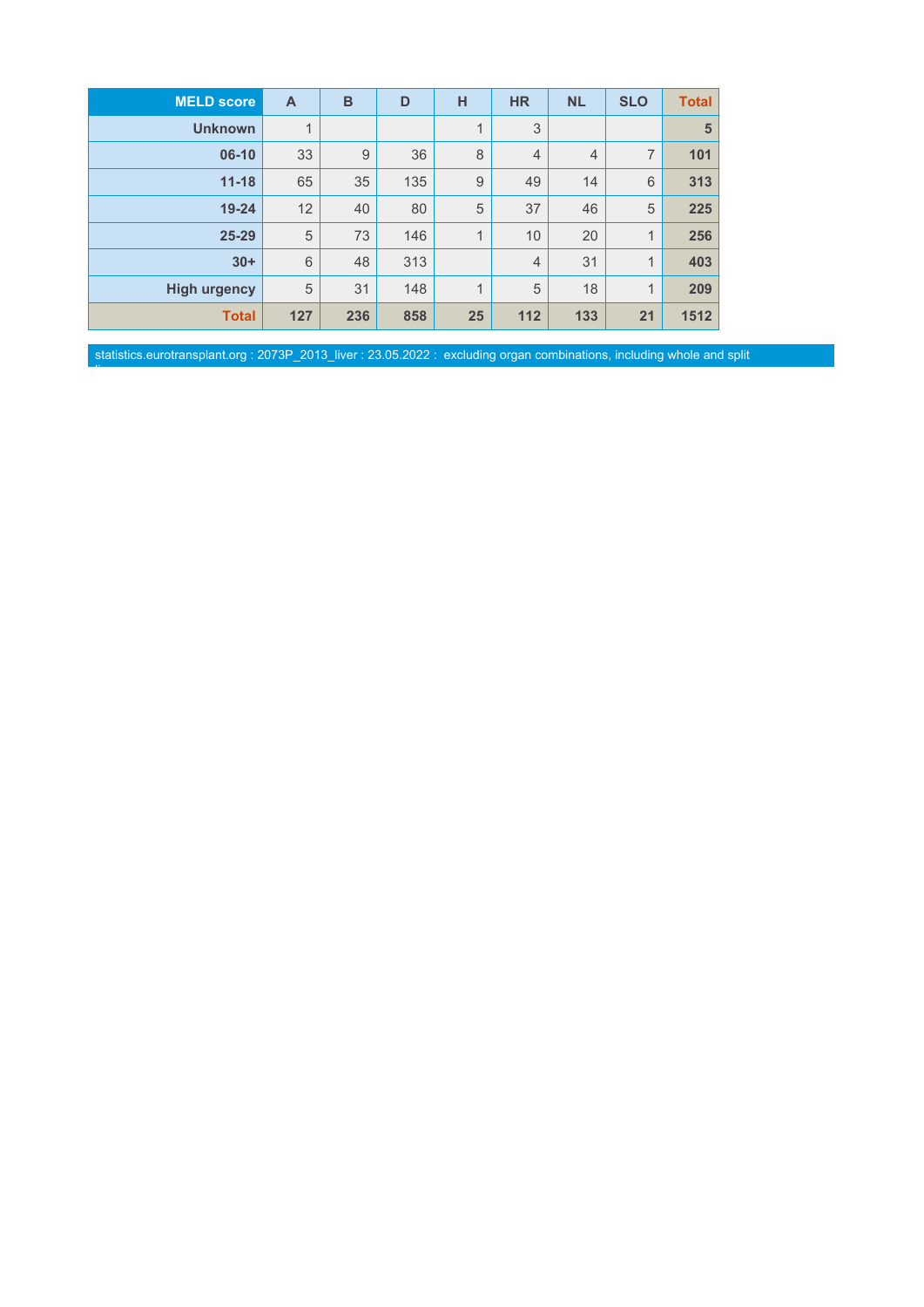| MELD score | A | B | D | H | HR | NL | SLO | Total |
|---|---|---|---|---|---|---|---|---|
| Unknown | 1 | | | 1 | 3 | | | 5 |
| 06-10 | 33 | 9 | 36 | 8 | 4 | 4 | 7 | 101 |
| 11-18 | 65 | 35 | 135 | 9 | 49 | 14 | 6 | 313 |
| 19-24 | 12 | 40 | 80 | 5 | 37 | 46 | 5 | 225 |
| 25-29 | 5 | 73 | 146 | 1 | 10 | 20 | 1 | 256 |
| 30+ | 6 | 48 | 313 | | 4 | 31 | 1 | 403 |
| High urgency | 5 | 31 | 148 | 1 | 5 | 18 | 1 | 209 |
| Total | 127 | 236 | 858 | 25 | 112 | 133 | 21 | 1512 |

statistics.eurotransplant.org : 2073P_2013_liver : 23.05.2022 : excluding organ combinations, including whole and split liver